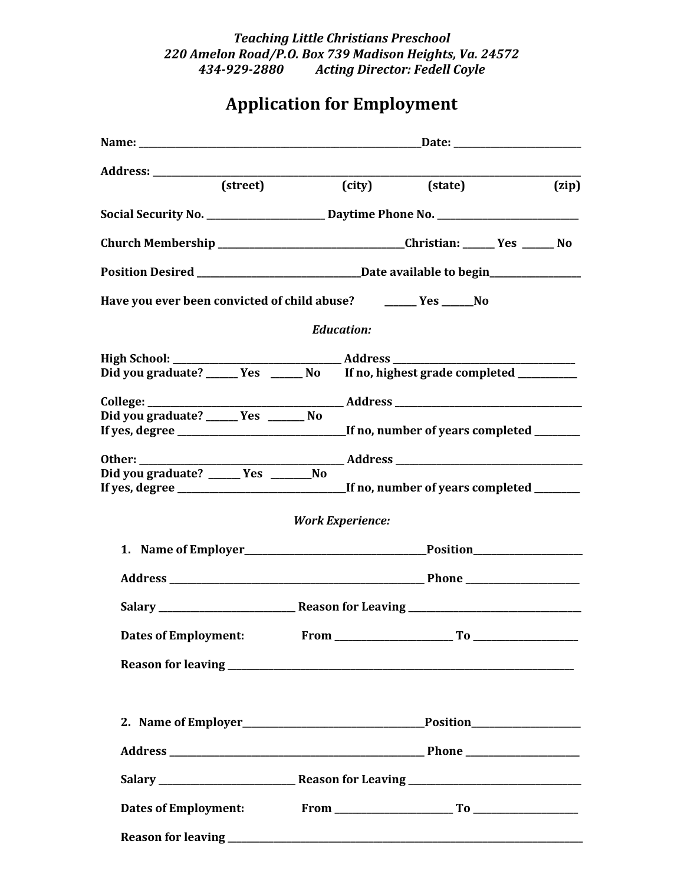*Teaching Little Christians Preschool*
*220 Amelon Road/P.O. Box 739 Madison Heights, Va. 24572*
*434-929-2880 Acting Director: Fedell Coyle*

# Application for Employment

**Name:** ______________________________ **Date:** ______________

**Address:** ____________________________________________________
**(street) (city) (state) (zip)**

**Social Security No.** ______________ **Daytime Phone No.** ______________

**Church Membership** ____________________ **Christian:** ______ **Yes** ______ **No**

**Position Desired** __________________ **Date available to begin** __________

**Have you ever been convicted of child abuse?** ______ **Yes** ______ **No**

***Education:***

**High School:** __________________ **Address** ____________________
**Did you graduate?** ______ **Yes** ______ **No** **If no, highest grade completed** ________

**College:** ____________________ **Address** ____________________
**Did you graduate?** ______ **Yes** ______ **No**
**If yes, degree** __________________ **If no, number of years completed** ______

**Other:** ____________________ **Address** ____________________
**Did you graduate?** ______ **Yes** ______ **No**
**If yes, degree** __________________ **If no, number of years completed** ______

***Work Experience:***

1. **Name of Employer** ____________________ **Position** ____________

   **Address** __________________________ **Phone** ____________

   **Salary** ______________ **Reason for Leaving** __________________

   **Dates of Employment:** **From** ____________ **To** ____________

   **Reason for leaving** ____________________________________________

2. **Name of Employer** ____________________ **Position** ____________

   **Address** __________________________ **Phone** ____________

   **Salary** ______________ **Reason for Leaving** __________________

   **Dates of Employment:** **From** ____________ **To** ____________

   **Reason for leaving** ____________________________________________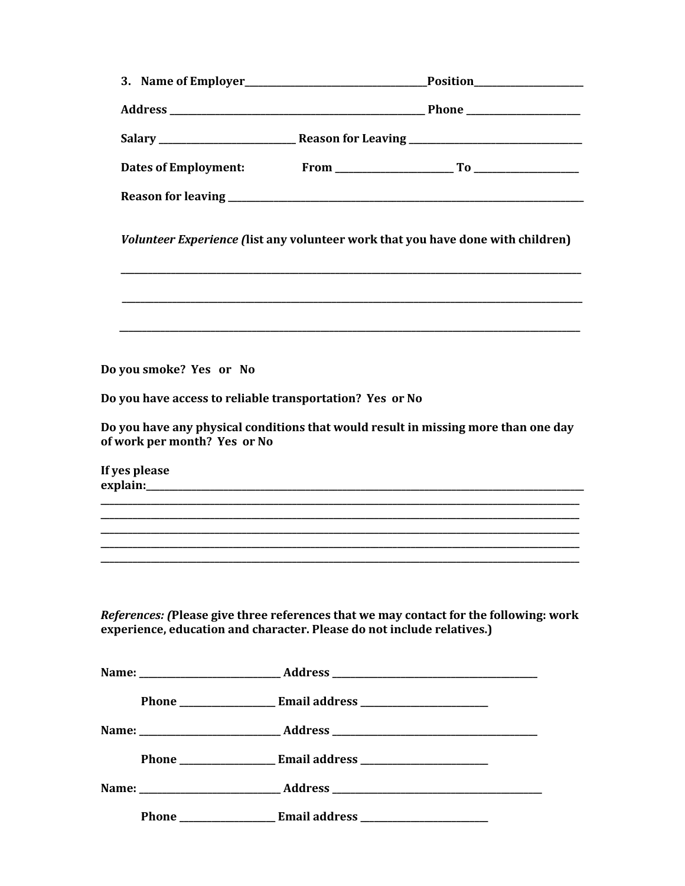3. **Name of Employer**\_\_\_\_\_\_\_\_\_\_\_\_\_\_\_\_\_\_\_\_\_\_\_\_\_\_\_\_\_\_\_\_\_\_\_\_\_\_**Position**\_\_\_\_\_\_\_\_\_\_\_\_\_\_\_\_\_\_\_\_\_\_\_

   **Address** \_\_\_\_\_\_\_\_\_\_\_\_\_\_\_\_\_\_\_\_\_\_\_\_\_\_\_\_\_\_\_\_\_\_\_\_\_\_\_\_\_\_\_\_\_\_\_\_\_\_\_\_ **Phone** \_\_\_\_\_\_\_\_\_\_\_\_\_\_\_\_\_\_\_\_\_\_\_

   **Salary** \_\_\_\_\_\_\_\_\_\_\_\_\_\_\_\_\_\_\_\_\_\_\_\_\_\_\_\_ **Reason for Leaving** \_\_\_\_\_\_\_\_\_\_\_\_\_\_\_\_\_\_\_\_\_\_\_\_\_\_\_\_\_\_\_\_\_\_\_\_\_

   **Dates of Employment:** **From** \_\_\_\_\_\_\_\_\_\_\_\_\_\_\_\_\_\_\_\_\_\_\_\_ **To** \_\_\_\_\_\_\_\_\_\_\_\_\_\_\_\_\_\_\_\_\_

   **Reason for leaving** \_\_\_\_\_\_\_\_\_\_\_\_\_\_\_\_\_\_\_\_\_\_\_\_\_\_\_\_\_\_\_\_\_\_\_\_\_\_\_\_\_\_\_\_\_\_\_\_\_\_\_\_\_\_\_\_\_\_\_\_\_\_\_\_\_\_\_\_\_\_\_\_\_\_\_

   ***Volunteer Experience (*list any volunteer work that you have done with children)**

   \_\_\_\_\_\_\_\_\_\_\_\_\_\_\_\_\_\_\_\_\_\_\_\_\_\_\_\_\_\_\_\_\_\_\_\_\_\_\_\_\_\_\_\_\_\_\_\_\_\_\_\_\_\_\_\_\_\_\_\_\_\_\_\_\_\_\_\_\_\_\_\_\_\_\_\_\_\_\_\_\_\_\_\_\_\_\_\_\_\_\_\_\_\_\_\_\_\_

   \_\_\_\_\_\_\_\_\_\_\_\_\_\_\_\_\_\_\_\_\_\_\_\_\_\_\_\_\_\_\_\_\_\_\_\_\_\_\_\_\_\_\_\_\_\_\_\_\_\_\_\_\_\_\_\_\_\_\_\_\_\_\_\_\_\_\_\_\_\_\_\_\_\_\_\_\_\_\_\_\_\_\_\_\_\_\_\_\_\_\_\_\_\_\_\_\_\_

   \_\_\_\_\_\_\_\_\_\_\_\_\_\_\_\_\_\_\_\_\_\_\_\_\_\_\_\_\_\_\_\_\_\_\_\_\_\_\_\_\_\_\_\_\_\_\_\_\_\_\_\_\_\_\_\_\_\_\_\_\_\_\_\_\_\_\_\_\_\_\_\_\_\_\_\_\_\_\_\_\_\_\_\_\_\_\_\_\_\_\_\_\_\_\_\_\_\_

**Do you smoke? Yes or No**

**Do you have access to reliable transportation? Yes or No**

**Do you have any physical conditions that would result in missing more than one day of work per month? Yes or No**

**If yes please explain:**\_\_\_\_\_\_\_\_\_\_\_\_\_\_\_\_\_\_\_\_\_\_\_\_\_\_\_\_\_\_\_\_\_\_\_\_\_\_\_\_\_\_\_\_\_\_\_\_\_\_\_\_\_\_\_\_\_\_\_\_\_\_\_\_\_\_\_\_\_\_\_\_\_\_\_\_\_\_\_\_\_\_\_\_\_\_\_\_\_\_\_\_\_\_
\_\_\_\_\_\_\_\_\_\_\_\_\_\_\_\_\_\_\_\_\_\_\_\_\_\_\_\_\_\_\_\_\_\_\_\_\_\_\_\_\_\_\_\_\_\_\_\_\_\_\_\_\_\_\_\_\_\_\_\_\_\_\_\_\_\_\_\_\_\_\_\_\_\_\_\_\_\_\_\_\_\_\_\_\_\_\_\_\_\_\_\_\_\_\_\_\_\_\_\_\_\_\_
\_\_\_\_\_\_\_\_\_\_\_\_\_\_\_\_\_\_\_\_\_\_\_\_\_\_\_\_\_\_\_\_\_\_\_\_\_\_\_\_\_\_\_\_\_\_\_\_\_\_\_\_\_\_\_\_\_\_\_\_\_\_\_\_\_\_\_\_\_\_\_\_\_\_\_\_\_\_\_\_\_\_\_\_\_\_\_\_\_\_\_\_\_\_\_\_\_\_\_\_\_\_\_
\_\_\_\_\_\_\_\_\_\_\_\_\_\_\_\_\_\_\_\_\_\_\_\_\_\_\_\_\_\_\_\_\_\_\_\_\_\_\_\_\_\_\_\_\_\_\_\_\_\_\_\_\_\_\_\_\_\_\_\_\_\_\_\_\_\_\_\_\_\_\_\_\_\_\_\_\_\_\_\_\_\_\_\_\_\_\_\_\_\_\_\_\_\_\_\_\_\_\_\_\_\_\_
\_\_\_\_\_\_\_\_\_\_\_\_\_\_\_\_\_\_\_\_\_\_\_\_\_\_\_\_\_\_\_\_\_\_\_\_\_\_\_\_\_\_\_\_\_\_\_\_\_\_\_\_\_\_\_\_\_\_\_\_\_\_\_\_\_\_\_\_\_\_\_\_\_\_\_\_\_\_\_\_\_\_\_\_\_\_\_\_\_\_\_\_\_\_\_\_\_\_\_\_\_\_\_
\_\_\_\_\_\_\_\_\_\_\_\_\_\_\_\_\_\_\_\_\_\_\_\_\_\_\_\_\_\_\_\_\_\_\_\_\_\_\_\_\_\_\_\_\_\_\_\_\_\_\_\_\_\_\_\_\_\_\_\_\_\_\_\_\_\_\_\_\_\_\_\_\_\_\_\_\_\_\_\_\_\_\_\_\_\_\_\_\_\_\_\_\_\_\_\_\_\_\_\_\_\_\_

***References: (*Please give three references that we may contact for the following: work experience, education and character. Please do not include relatives.)**

**Name:** \_\_\_\_\_\_\_\_\_\_\_\_\_\_\_\_\_\_\_\_\_\_\_\_\_\_\_\_\_ **Address** \_\_\_\_\_\_\_\_\_\_\_\_\_\_\_\_\_\_\_\_\_\_\_\_\_\_\_\_\_\_\_\_\_\_\_\_\_\_\_\_\_\_\_

**Phone** \_\_\_\_\_\_\_\_\_\_\_\_\_\_\_\_\_\_\_\_ **Email address** \_\_\_\_\_\_\_\_\_\_\_\_\_\_\_\_\_\_\_\_\_\_\_\_\_\_\_

**Name:** \_\_\_\_\_\_\_\_\_\_\_\_\_\_\_\_\_\_\_\_\_\_\_\_\_\_\_\_\_ **Address** \_\_\_\_\_\_\_\_\_\_\_\_\_\_\_\_\_\_\_\_\_\_\_\_\_\_\_\_\_\_\_\_\_\_\_\_\_\_\_\_\_\_\_

**Phone** \_\_\_\_\_\_\_\_\_\_\_\_\_\_\_\_\_\_\_\_ **Email address** \_\_\_\_\_\_\_\_\_\_\_\_\_\_\_\_\_\_\_\_\_\_\_\_\_\_\_

**Name:** \_\_\_\_\_\_\_\_\_\_\_\_\_\_\_\_\_\_\_\_\_\_\_\_\_\_\_\_\_ **Address** \_\_\_\_\_\_\_\_\_\_\_\_\_\_\_\_\_\_\_\_\_\_\_\_\_\_\_\_\_\_\_\_\_\_\_\_\_\_\_\_\_\_\_\_

**Phone** \_\_\_\_\_\_\_\_\_\_\_\_\_\_\_\_\_\_\_\_ **Email address** \_\_\_\_\_\_\_\_\_\_\_\_\_\_\_\_\_\_\_\_\_\_\_\_\_\_\_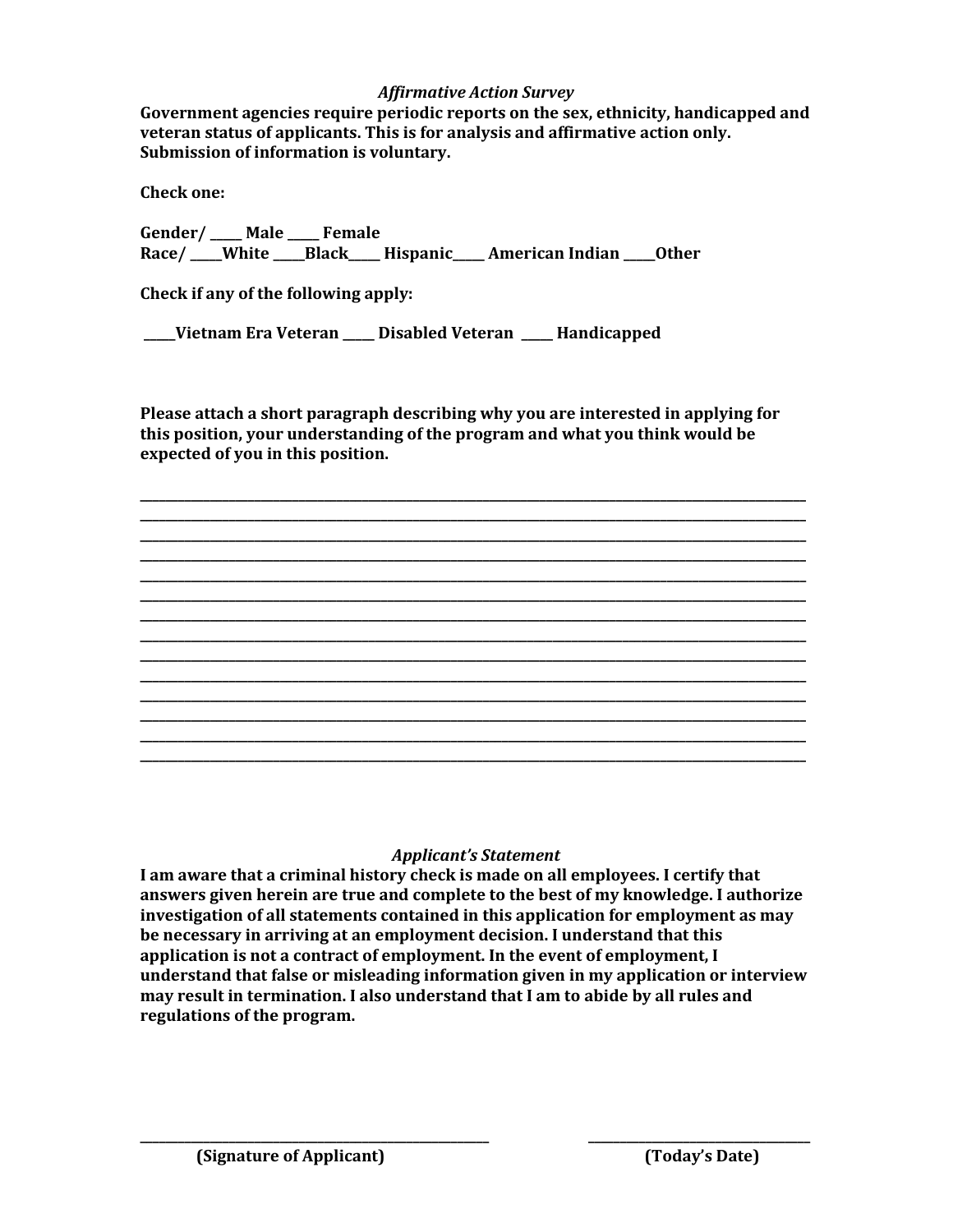*Affirmative Action Survey*

**Government agencies require periodic reports on the sex, ethnicity, handicapped and veteran status of applicants. This is for analysis and affirmative action only. Submission of information is voluntary.**

**Check one:**

**Gender/ _____ Male _____ Female**
**Race/ _____White _____Black_____ Hispanic_____ American Indian _____Other**

**Check if any of the following apply:**

**_____Vietnam Era Veteran _____ Disabled Veteran _____ Handicapped**

**Please attach a short paragraph describing why you are interested in applying for this position, your understanding of the program and what you think would be expected of you in this position.**

______________________________________________________________________________
______________________________________________________________________________
______________________________________________________________________________
______________________________________________________________________________
______________________________________________________________________________
______________________________________________________________________________
______________________________________________________________________________
______________________________________________________________________________
______________________________________________________________________________
______________________________________________________________________________
______________________________________________________________________________
______________________________________________________________________________
______________________________________________________________________________
______________________________________________________________________________

*Applicant's Statement*

**I am aware that a criminal history check is made on all employees. I certify that answers given herein are true and complete to the best of my knowledge. I authorize investigation of all statements contained in this application for employment as may be necessary in arriving at an employment decision. I understand that this application is not a contract of employment. In the event of employment, I understand that false or misleading information given in my application or interview may result in termination. I also understand that I am to abide by all rules and regulations of the program.**

_______________________________________ _______________________

**(Signature of Applicant)** **(Today's Date)**